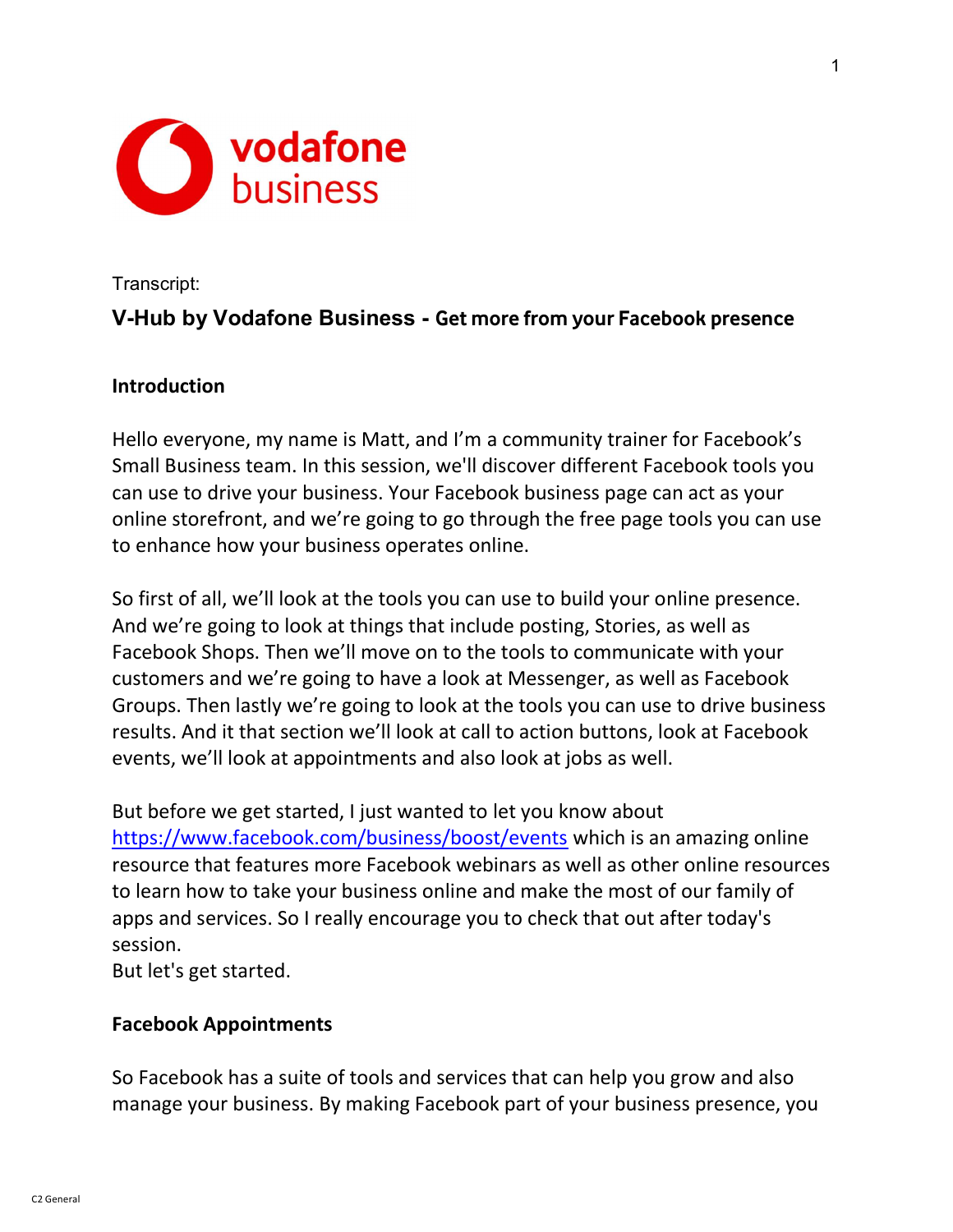Transcript:

# V-Hub by Vodafone Business - Get more from your Facebook presence

## Introduction

Hello everyone, my name is Matt, and I'm a community trainer for Facebook's Small Business team. In this session, we'll discover different Facebook tools you can use to drive your business. Your Facebook business page can act as your online storefront, and we're going to go through the free page tools you can use to enhance how your business operates online.

So first of all, we'll look at the tools you can use to build your online presence. And we're going to look at things that include posting, Stories, as well as Facebook Shops. Then we'll move on to the tools to communicate with your customers and we're going to have a look at Messenger, as well as Facebook Groups. Then lastly we're going to look at the tools you can use to drive business results. And it that section we'll look at call to action buttons, look at Facebook events, we'll look at appointments and also look at jobs as well.

But before we get started, I just wanted to let you know about https://www.facebook.com/business/boost/events which is an amazing online resource that features more Facebook webinars as well as other online resources to learn how to take your business online and make the most of our family of apps and services. So I really encourage you to check that out after today's session.
But let's get started.

## Facebook Appointments

So Facebook has a suite of tools and services that can help you grow and also manage your business. By making Facebook part of your business presence, you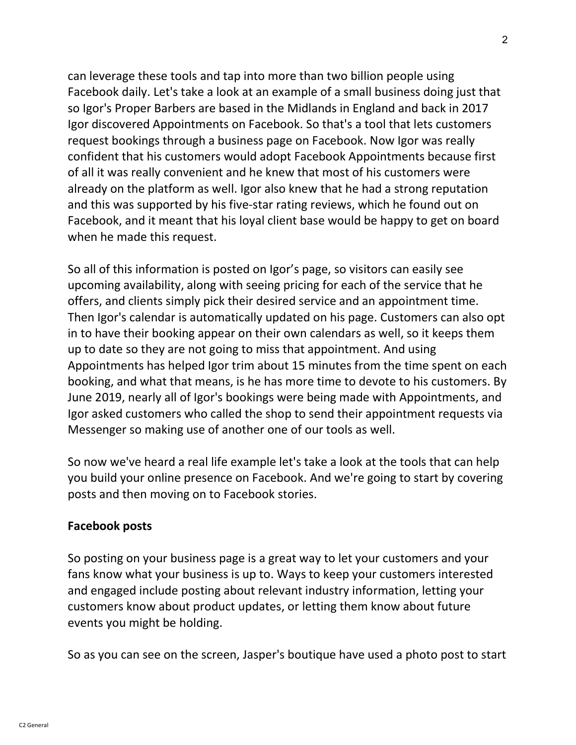can leverage these tools and tap into more than two billion people using Facebook daily. Let's take a look at an example of a small business doing just that so Igor's Proper Barbers are based in the Midlands in England and back in 2017 Igor discovered Appointments on Facebook. So that's a tool that lets customers request bookings through a business page on Facebook. Now Igor was really confident that his customers would adopt Facebook Appointments because first of all it was really convenient and he knew that most of his customers were already on the platform as well. Igor also knew that he had a strong reputation and this was supported by his five-star rating reviews, which he found out on Facebook, and it meant that his loyal client base would be happy to get on board when he made this request.

So all of this information is posted on Igor's page, so visitors can easily see upcoming availability, along with seeing pricing for each of the service that he offers, and clients simply pick their desired service and an appointment time. Then Igor's calendar is automatically updated on his page. Customers can also opt in to have their booking appear on their own calendars as well, so it keeps them up to date so they are not going to miss that appointment. And using Appointments has helped Igor trim about 15 minutes from the time spent on each booking, and what that means, is he has more time to devote to his customers. By June 2019, nearly all of Igor's bookings were being made with Appointments, and Igor asked customers who called the shop to send their appointment requests via Messenger so making use of another one of our tools as well.

So now we've heard a real life example let's take a look at the tools that can help you build your online presence on Facebook. And we're going to start by covering posts and then moving on to Facebook stories.

**Facebook posts**

So posting on your business page is a great way to let your customers and your fans know what your business is up to. Ways to keep your customers interested and engaged include posting about relevant industry information, letting your customers know about product updates, or letting them know about future events you might be holding.

So as you can see on the screen, Jasper's boutique have used a photo post to start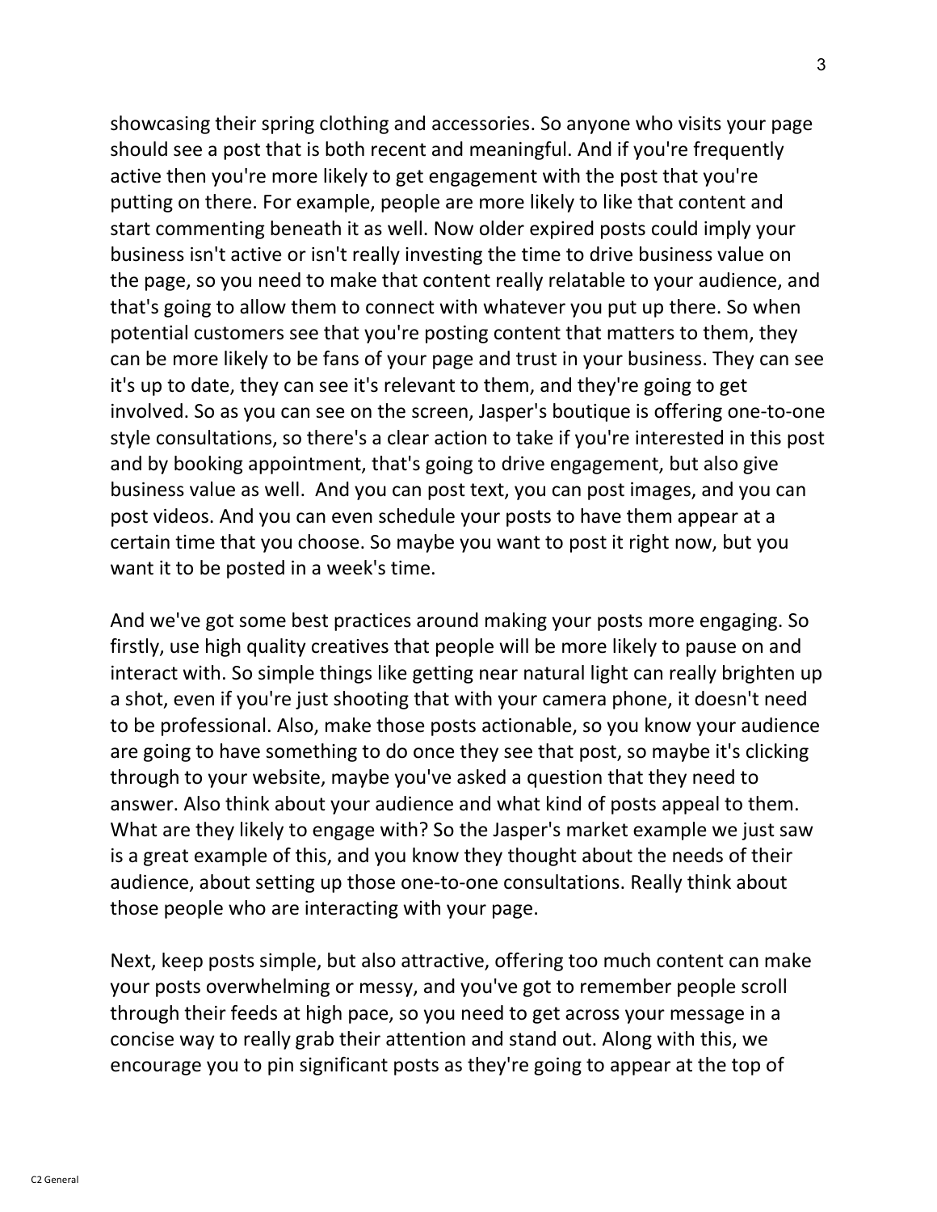showcasing their spring clothing and accessories. So anyone who visits your page should see a post that is both recent and meaningful. And if you're frequently active then you're more likely to get engagement with the post that you're putting on there. For example, people are more likely to like that content and start commenting beneath it as well. Now older expired posts could imply your business isn't active or isn't really investing the time to drive business value on the page, so you need to make that content really relatable to your audience, and that's going to allow them to connect with whatever you put up there. So when potential customers see that you're posting content that matters to them, they can be more likely to be fans of your page and trust in your business. They can see it's up to date, they can see it's relevant to them, and they're going to get involved. So as you can see on the screen, Jasper's boutique is offering one-to-one style consultations, so there's a clear action to take if you're interested in this post and by booking appointment, that's going to drive engagement, but also give business value as well. And you can post text, you can post images, and you can post videos. And you can even schedule your posts to have them appear at a certain time that you choose. So maybe you want to post it right now, but you want it to be posted in a week's time.

And we've got some best practices around making your posts more engaging. So firstly, use high quality creatives that people will be more likely to pause on and interact with. So simple things like getting near natural light can really brighten up a shot, even if you're just shooting that with your camera phone, it doesn't need to be professional. Also, make those posts actionable, so you know your audience are going to have something to do once they see that post, so maybe it's clicking through to your website, maybe you've asked a question that they need to answer. Also think about your audience and what kind of posts appeal to them. What are they likely to engage with? So the Jasper's market example we just saw is a great example of this, and you know they thought about the needs of their audience, about setting up those one-to-one consultations. Really think about those people who are interacting with your page.

Next, keep posts simple, but also attractive, offering too much content can make your posts overwhelming or messy, and you've got to remember people scroll through their feeds at high pace, so you need to get across your message in a concise way to really grab their attention and stand out. Along with this, we encourage you to pin significant posts as they're going to appear at the top of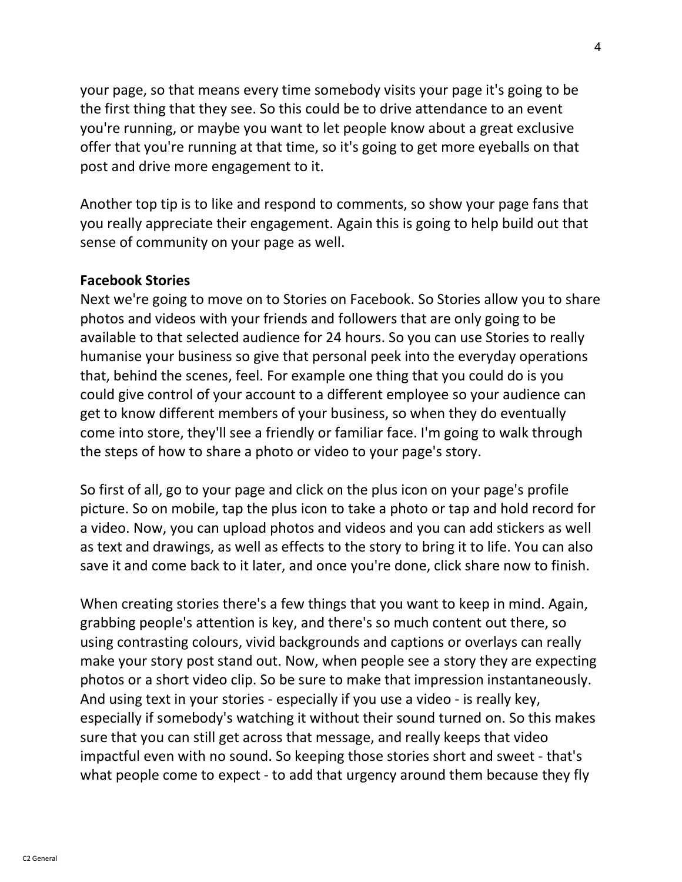your page, so that means every time somebody visits your page it's going to be the first thing that they see. So this could be to drive attendance to an event you're running, or maybe you want to let people know about a great exclusive offer that you're running at that time, so it's going to get more eyeballs on that post and drive more engagement to it.

Another top tip is to like and respond to comments, so show your page fans that you really appreciate their engagement. Again this is going to help build out that sense of community on your page as well.

**Facebook Stories**

Next we're going to move on to Stories on Facebook. So Stories allow you to share photos and videos with your friends and followers that are only going to be available to that selected audience for 24 hours. So you can use Stories to really humanise your business so give that personal peek into the everyday operations that, behind the scenes, feel. For example one thing that you could do is you could give control of your account to a different employee so your audience can get to know different members of your business, so when they do eventually come into store, they'll see a friendly or familiar face. I'm going to walk through the steps of how to share a photo or video to your page's story.

So first of all, go to your page and click on the plus icon on your page's profile picture. So on mobile, tap the plus icon to take a photo or tap and hold record for a video. Now, you can upload photos and videos and you can add stickers as well as text and drawings, as well as effects to the story to bring it to life. You can also save it and come back to it later, and once you're done, click share now to finish.

When creating stories there's a few things that you want to keep in mind. Again, grabbing people's attention is key, and there's so much content out there, so using contrasting colours, vivid backgrounds and captions or overlays can really make your story post stand out. Now, when people see a story they are expecting photos or a short video clip. So be sure to make that impression instantaneously. And using text in your stories - especially if you use a video - is really key, especially if somebody's watching it without their sound turned on. So this makes sure that you can still get across that message, and really keeps that video impactful even with no sound. So keeping those stories short and sweet - that's what people come to expect - to add that urgency around them because they fly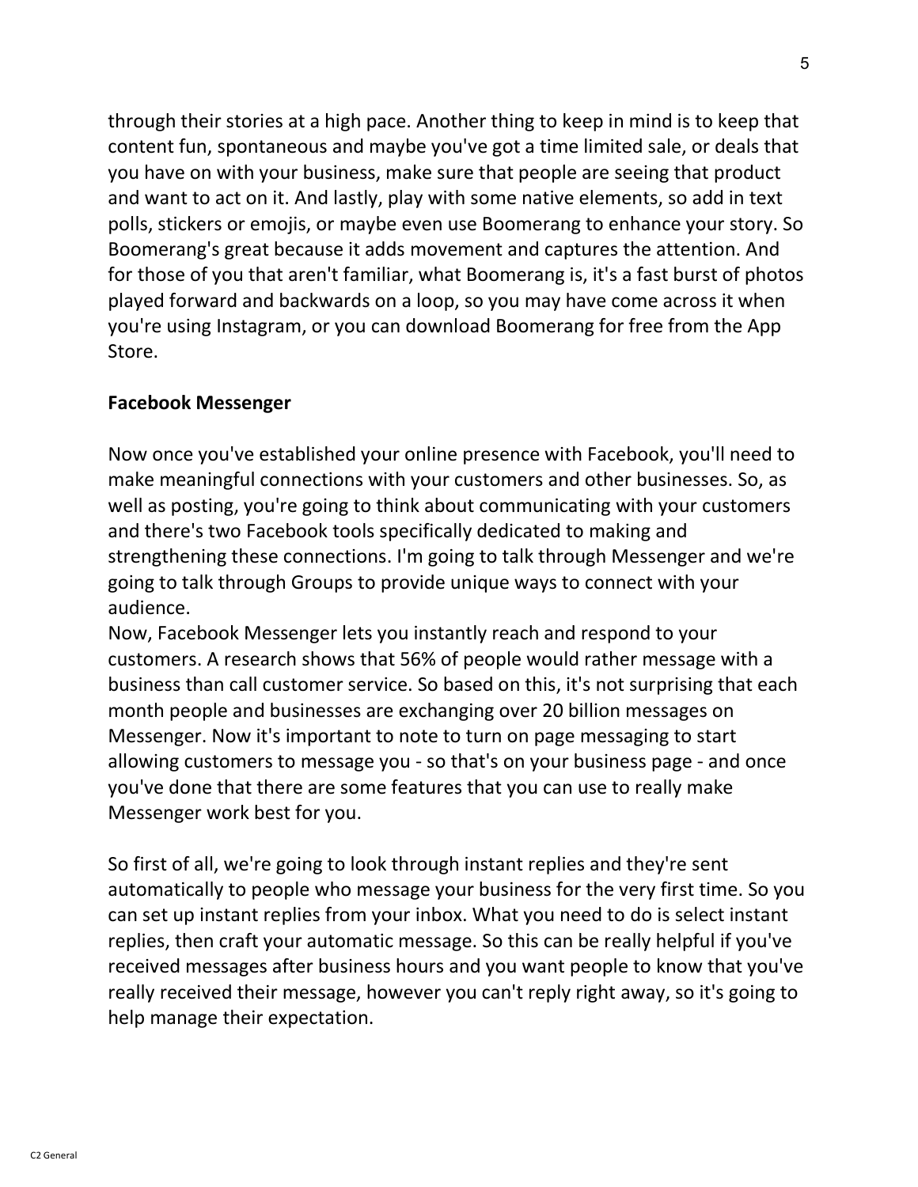through their stories at a high pace. Another thing to keep in mind is to keep that content fun, spontaneous and maybe you've got a time limited sale, or deals that you have on with your business, make sure that people are seeing that product and want to act on it. And lastly, play with some native elements, so add in text polls, stickers or emojis, or maybe even use Boomerang to enhance your story. So Boomerang's great because it adds movement and captures the attention. And for those of you that aren't familiar, what Boomerang is, it's a fast burst of photos played forward and backwards on a loop, so you may have come across it when you're using Instagram, or you can download Boomerang for free from the App Store.

**Facebook Messenger**

Now once you've established your online presence with Facebook, you'll need to make meaningful connections with your customers and other businesses. So, as well as posting, you're going to think about communicating with your customers and there's two Facebook tools specifically dedicated to making and strengthening these connections. I'm going to talk through Messenger and we're going to talk through Groups to provide unique ways to connect with your audience.

Now, Facebook Messenger lets you instantly reach and respond to your customers. A research shows that 56% of people would rather message with a business than call customer service. So based on this, it's not surprising that each month people and businesses are exchanging over 20 billion messages on Messenger. Now it's important to note to turn on page messaging to start allowing customers to message you - so that's on your business page - and once you've done that there are some features that you can use to really make Messenger work best for you.

So first of all, we're going to look through instant replies and they're sent automatically to people who message your business for the very first time. So you can set up instant replies from your inbox. What you need to do is select instant replies, then craft your automatic message. So this can be really helpful if you've received messages after business hours and you want people to know that you've really received their message, however you can't reply right away, so it's going to help manage their expectation.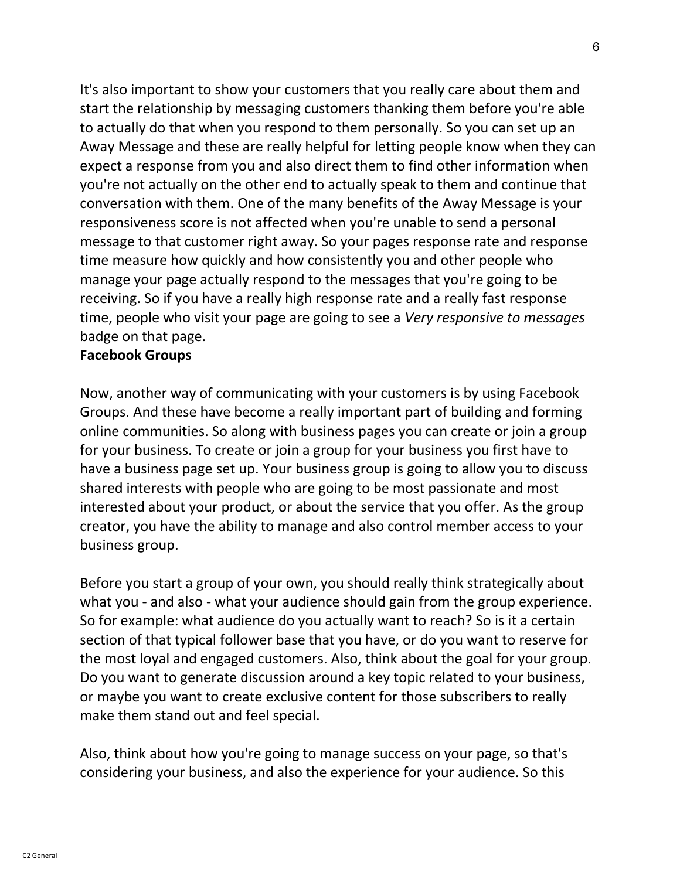It's also important to show your customers that you really care about them and start the relationship by messaging customers thanking them before you're able to actually do that when you respond to them personally. So you can set up an Away Message and these are really helpful for letting people know when they can expect a response from you and also direct them to find other information when you're not actually on the other end to actually speak to them and continue that conversation with them. One of the many benefits of the Away Message is your responsiveness score is not affected when you're unable to send a personal message to that customer right away. So your pages response rate and response time measure how quickly and how consistently you and other people who manage your page actually respond to the messages that you're going to be receiving. So if you have a really high response rate and a really fast response time, people who visit your page are going to see a *Very responsive to messages* badge on that page.

**Facebook Groups**

Now, another way of communicating with your customers is by using Facebook Groups. And these have become a really important part of building and forming online communities. So along with business pages you can create or join a group for your business. To create or join a group for your business you first have to have a business page set up. Your business group is going to allow you to discuss shared interests with people who are going to be most passionate and most interested about your product, or about the service that you offer. As the group creator, you have the ability to manage and also control member access to your business group.

Before you start a group of your own, you should really think strategically about what you - and also - what your audience should gain from the group experience. So for example: what audience do you actually want to reach? So is it a certain section of that typical follower base that you have, or do you want to reserve for the most loyal and engaged customers. Also, think about the goal for your group. Do you want to generate discussion around a key topic related to your business, or maybe you want to create exclusive content for those subscribers to really make them stand out and feel special.

Also, think about how you're going to manage success on your page, so that's considering your business, and also the experience for your audience. So this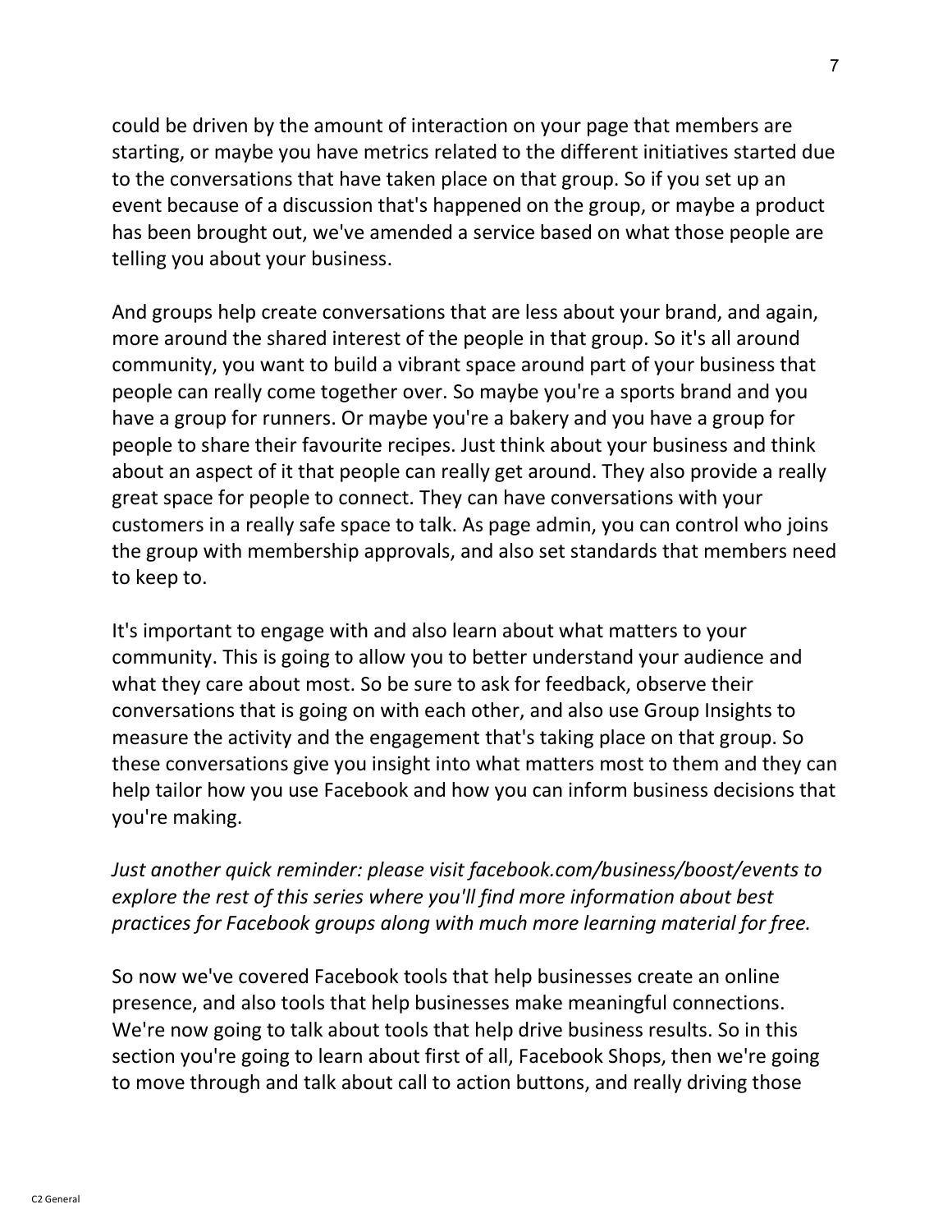could be driven by the amount of interaction on your page that members are starting, or maybe you have metrics related to the different initiatives started due to the conversations that have taken place on that group. So if you set up an event because of a discussion that's happened on the group, or maybe a product has been brought out, we've amended a service based on what those people are telling you about your business.

And groups help create conversations that are less about your brand, and again, more around the shared interest of the people in that group. So it's all around community, you want to build a vibrant space around part of your business that people can really come together over. So maybe you're a sports brand and you have a group for runners. Or maybe you're a bakery and you have a group for people to share their favourite recipes. Just think about your business and think about an aspect of it that people can really get around. They also provide a really great space for people to connect. They can have conversations with your customers in a really safe space to talk. As page admin, you can control who joins the group with membership approvals, and also set standards that members need to keep to.

It's important to engage with and also learn about what matters to your community. This is going to allow you to better understand your audience and what they care about most. So be sure to ask for feedback, observe their conversations that is going on with each other, and also use Group Insights to measure the activity and the engagement that's taking place on that group. So these conversations give you insight into what matters most to them and they can help tailor how you use Facebook and how you can inform business decisions that you're making.

*Just another quick reminder: please visit facebook.com/business/boost/events to explore the rest of this series where you'll find more information about best practices for Facebook groups along with much more learning material for free.*

So now we've covered Facebook tools that help businesses create an online presence, and also tools that help businesses make meaningful connections. We're now going to talk about tools that help drive business results. So in this section you're going to learn about first of all, Facebook Shops, then we're going to move through and talk about call to action buttons, and really driving those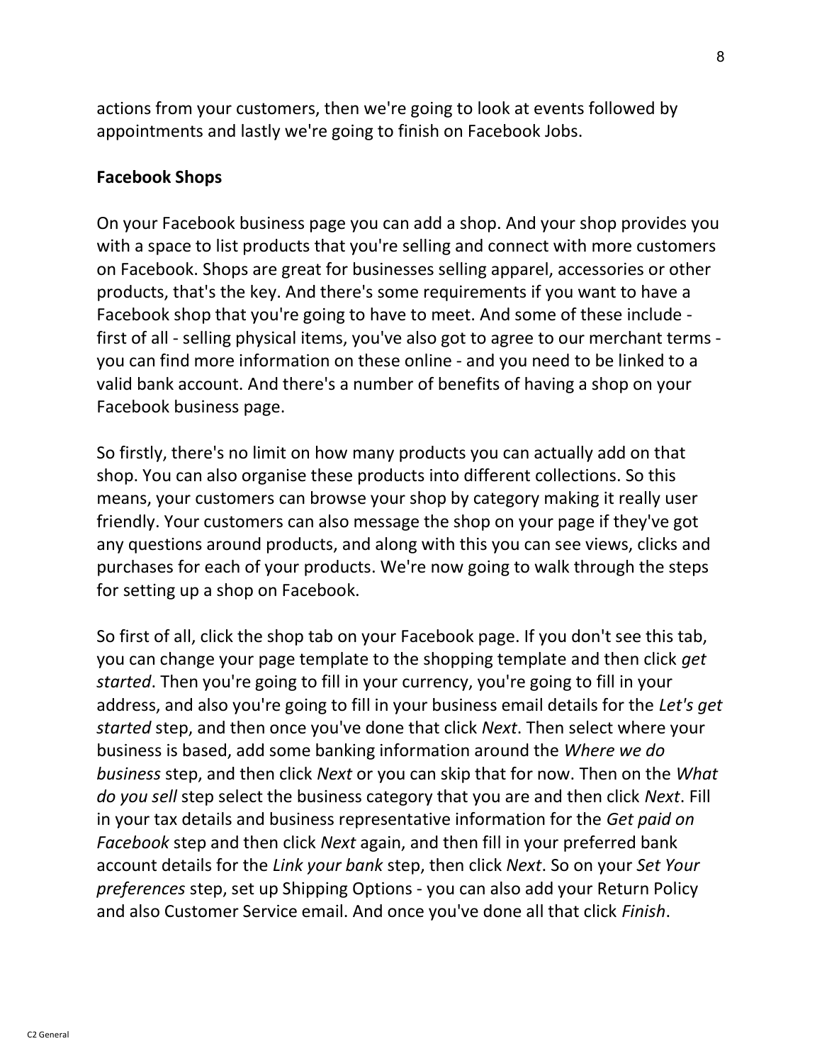actions from your customers, then we're going to look at events followed by appointments and lastly we're going to finish on Facebook Jobs.

**Facebook Shops**

On your Facebook business page you can add a shop. And your shop provides you with a space to list products that you're selling and connect with more customers on Facebook. Shops are great for businesses selling apparel, accessories or other products, that's the key. And there's some requirements if you want to have a Facebook shop that you're going to have to meet. And some of these include - first of all - selling physical items, you've also got to agree to our merchant terms - you can find more information on these online - and you need to be linked to a valid bank account. And there's a number of benefits of having a shop on your Facebook business page.

So firstly, there's no limit on how many products you can actually add on that shop. You can also organise these products into different collections. So this means, your customers can browse your shop by category making it really user friendly. Your customers can also message the shop on your page if they've got any questions around products, and along with this you can see views, clicks and purchases for each of your products. We're now going to walk through the steps for setting up a shop on Facebook.

So first of all, click the shop tab on your Facebook page. If you don't see this tab, you can change your page template to the shopping template and then click *get started*. Then you're going to fill in your currency, you're going to fill in your address, and also you're going to fill in your business email details for the *Let's get started* step, and then once you've done that click *Next*. Then select where your business is based, add some banking information around the *Where we do business* step, and then click *Next* or you can skip that for now. Then on the *What do you sell* step select the business category that you are and then click *Next*. Fill in your tax details and business representative information for the *Get paid on Facebook* step and then click *Next* again, and then fill in your preferred bank account details for the *Link your bank* step, then click *Next*. So on your *Set Your preferences* step, set up Shipping Options - you can also add your Return Policy and also Customer Service email. And once you've done all that click *Finish*.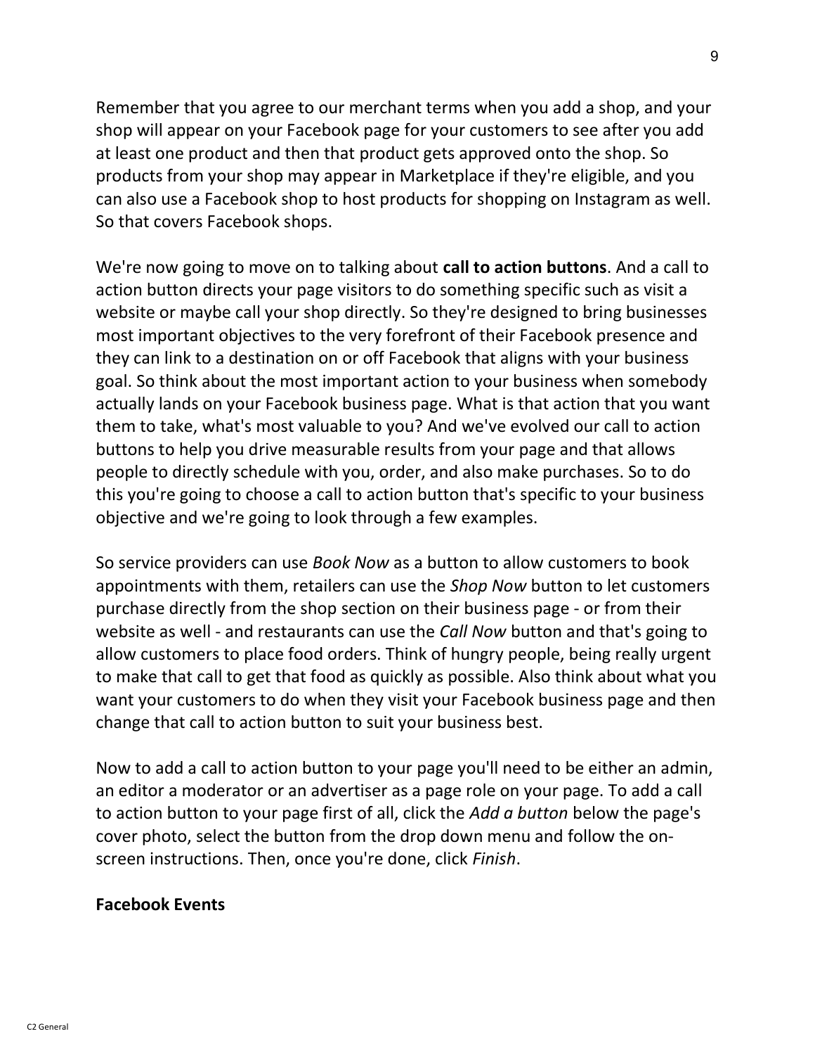Remember that you agree to our merchant terms when you add a shop, and your shop will appear on your Facebook page for your customers to see after you add at least one product and then that product gets approved onto the shop. So products from your shop may appear in Marketplace if they're eligible, and you can also use a Facebook shop to host products for shopping on Instagram as well. So that covers Facebook shops.

We're now going to move on to talking about **call to action buttons**. And a call to action button directs your page visitors to do something specific such as visit a website or maybe call your shop directly. So they're designed to bring businesses most important objectives to the very forefront of their Facebook presence and they can link to a destination on or off Facebook that aligns with your business goal. So think about the most important action to your business when somebody actually lands on your Facebook business page. What is that action that you want them to take, what's most valuable to you? And we've evolved our call to action buttons to help you drive measurable results from your page and that allows people to directly schedule with you, order, and also make purchases. So to do this you're going to choose a call to action button that's specific to your business objective and we're going to look through a few examples.

So service providers can use *Book Now* as a button to allow customers to book appointments with them, retailers can use the *Shop Now* button to let customers purchase directly from the shop section on their business page - or from their website as well - and restaurants can use the *Call Now* button and that's going to allow customers to place food orders. Think of hungry people, being really urgent to make that call to get that food as quickly as possible. Also think about what you want your customers to do when they visit your Facebook business page and then change that call to action button to suit your business best.

Now to add a call to action button to your page you'll need to be either an admin, an editor a moderator or an advertiser as a page role on your page. To add a call to action button to your page first of all, click the *Add a button* below the page's cover photo, select the button from the drop down menu and follow the on-screen instructions. Then, once you're done, click *Finish*.

**Facebook Events**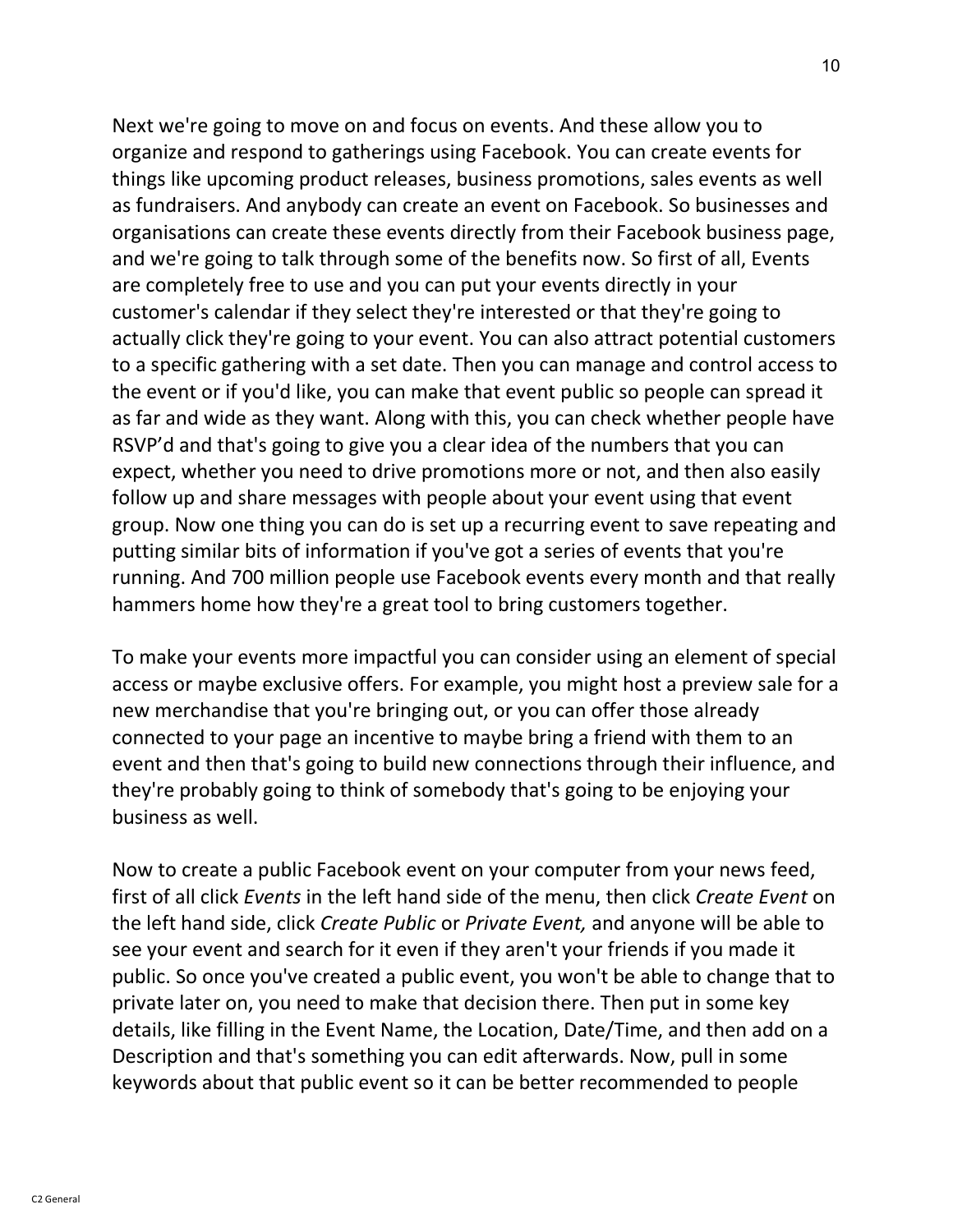Next we're going to move on and focus on events. And these allow you to organize and respond to gatherings using Facebook. You can create events for things like upcoming product releases, business promotions, sales events as well as fundraisers. And anybody can create an event on Facebook. So businesses and organisations can create these events directly from their Facebook business page, and we're going to talk through some of the benefits now. So first of all, Events are completely free to use and you can put your events directly in your customer's calendar if they select they're interested or that they're going to actually click they're going to your event. You can also attract potential customers to a specific gathering with a set date. Then you can manage and control access to the event or if you'd like, you can make that event public so people can spread it as far and wide as they want. Along with this, you can check whether people have RSVP'd and that's going to give you a clear idea of the numbers that you can expect, whether you need to drive promotions more or not, and then also easily follow up and share messages with people about your event using that event group. Now one thing you can do is set up a recurring event to save repeating and putting similar bits of information if you've got a series of events that you're running. And 700 million people use Facebook events every month and that really hammers home how they're a great tool to bring customers together.

To make your events more impactful you can consider using an element of special access or maybe exclusive offers. For example, you might host a preview sale for a new merchandise that you're bringing out, or you can offer those already connected to your page an incentive to maybe bring a friend with them to an event and then that's going to build new connections through their influence, and they're probably going to think of somebody that's going to be enjoying your business as well.

Now to create a public Facebook event on your computer from your news feed, first of all click *Events* in the left hand side of the menu, then click *Create Event* on the left hand side, click *Create Public* or *Private Event,* and anyone will be able to see your event and search for it even if they aren't your friends if you made it public. So once you've created a public event, you won't be able to change that to private later on, you need to make that decision there. Then put in some key details, like filling in the Event Name, the Location, Date/Time, and then add on a Description and that's something you can edit afterwards. Now, pull in some keywords about that public event so it can be better recommended to people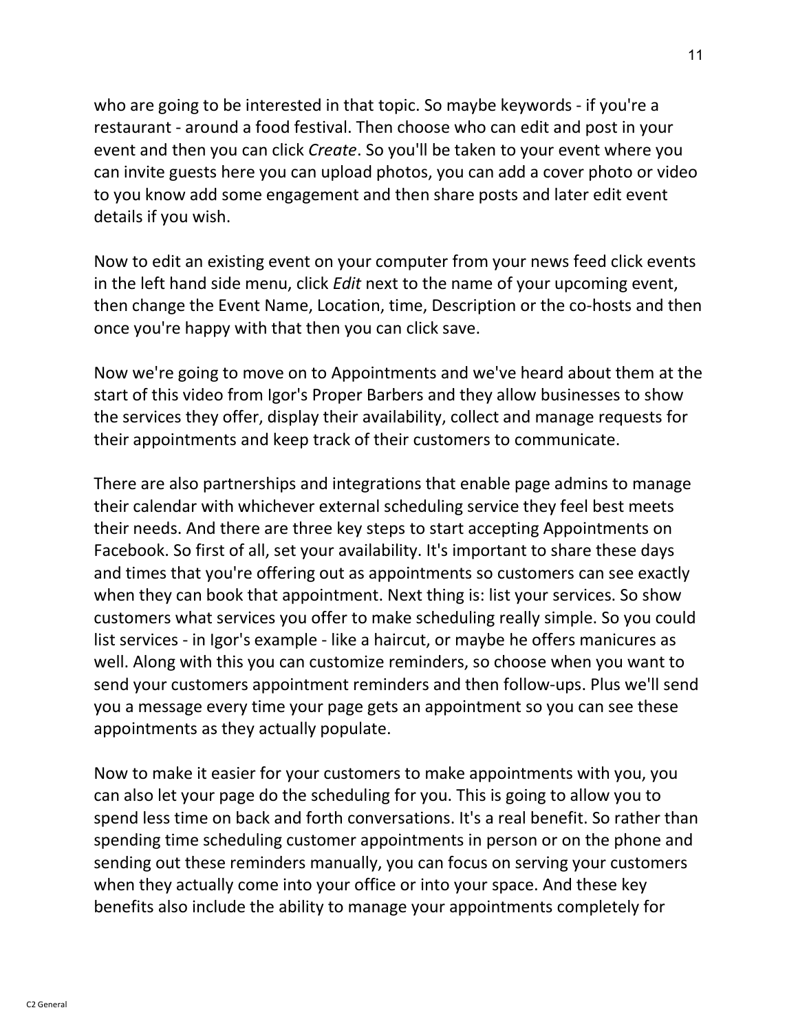who are going to be interested in that topic. So maybe keywords - if you're a restaurant - around a food festival. Then choose who can edit and post in your event and then you can click *Create*. So you'll be taken to your event where you can invite guests here you can upload photos, you can add a cover photo or video to you know add some engagement and then share posts and later edit event details if you wish.

Now to edit an existing event on your computer from your news feed click events in the left hand side menu, click *Edit* next to the name of your upcoming event, then change the Event Name, Location, time, Description or the co-hosts and then once you're happy with that then you can click save.

Now we're going to move on to Appointments and we've heard about them at the start of this video from Igor's Proper Barbers and they allow businesses to show the services they offer, display their availability, collect and manage requests for their appointments and keep track of their customers to communicate.

There are also partnerships and integrations that enable page admins to manage their calendar with whichever external scheduling service they feel best meets their needs. And there are three key steps to start accepting Appointments on Facebook. So first of all, set your availability. It's important to share these days and times that you're offering out as appointments so customers can see exactly when they can book that appointment. Next thing is: list your services. So show customers what services you offer to make scheduling really simple. So you could list services - in Igor's example - like a haircut, or maybe he offers manicures as well. Along with this you can customize reminders, so choose when you want to send your customers appointment reminders and then follow-ups. Plus we'll send you a message every time your page gets an appointment so you can see these appointments as they actually populate.

Now to make it easier for your customers to make appointments with you, you can also let your page do the scheduling for you. This is going to allow you to spend less time on back and forth conversations. It's a real benefit. So rather than spending time scheduling customer appointments in person or on the phone and sending out these reminders manually, you can focus on serving your customers when they actually come into your office or into your space. And these key benefits also include the ability to manage your appointments completely for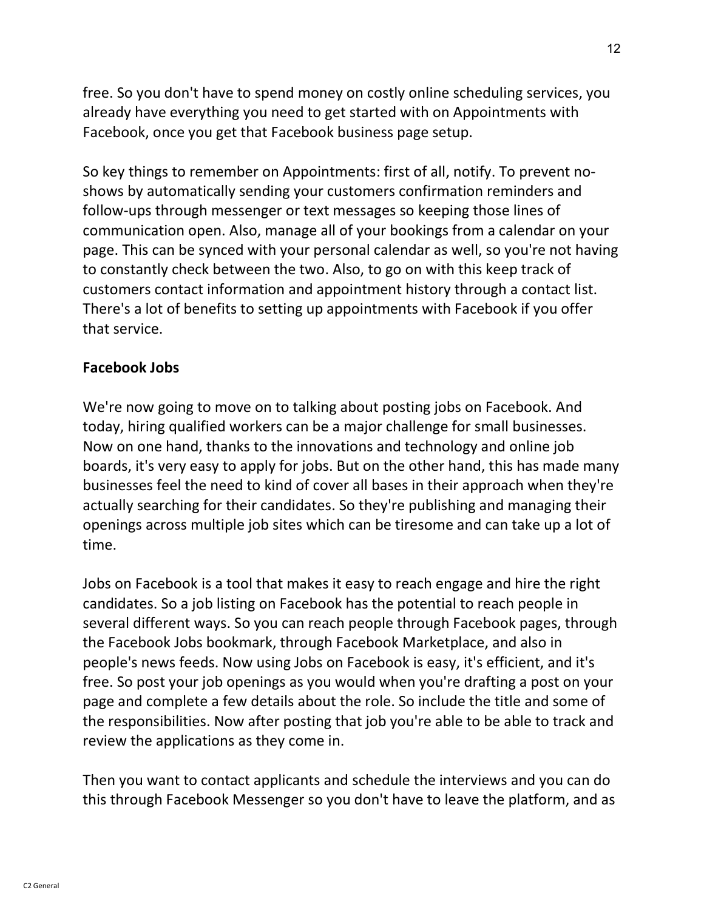free. So you don't have to spend money on costly online scheduling services, you already have everything you need to get started with on Appointments with Facebook, once you get that Facebook business page setup.

So key things to remember on Appointments: first of all, notify. To prevent no-shows by automatically sending your customers confirmation reminders and follow-ups through messenger or text messages so keeping those lines of communication open. Also, manage all of your bookings from a calendar on your page. This can be synced with your personal calendar as well, so you're not having to constantly check between the two. Also, to go on with this keep track of customers contact information and appointment history through a contact list. There's a lot of benefits to setting up appointments with Facebook if you offer that service.

**Facebook Jobs**

We're now going to move on to talking about posting jobs on Facebook. And today, hiring qualified workers can be a major challenge for small businesses. Now on one hand, thanks to the innovations and technology and online job boards, it's very easy to apply for jobs. But on the other hand, this has made many businesses feel the need to kind of cover all bases in their approach when they're actually searching for their candidates. So they're publishing and managing their openings across multiple job sites which can be tiresome and can take up a lot of time.

Jobs on Facebook is a tool that makes it easy to reach engage and hire the right candidates. So a job listing on Facebook has the potential to reach people in several different ways. So you can reach people through Facebook pages, through the Facebook Jobs bookmark, through Facebook Marketplace, and also in people's news feeds. Now using Jobs on Facebook is easy, it's efficient, and it's free. So post your job openings as you would when you're drafting a post on your page and complete a few details about the role. So include the title and some of the responsibilities. Now after posting that job you're able to be able to track and review the applications as they come in.

Then you want to contact applicants and schedule the interviews and you can do this through Facebook Messenger so you don't have to leave the platform, and as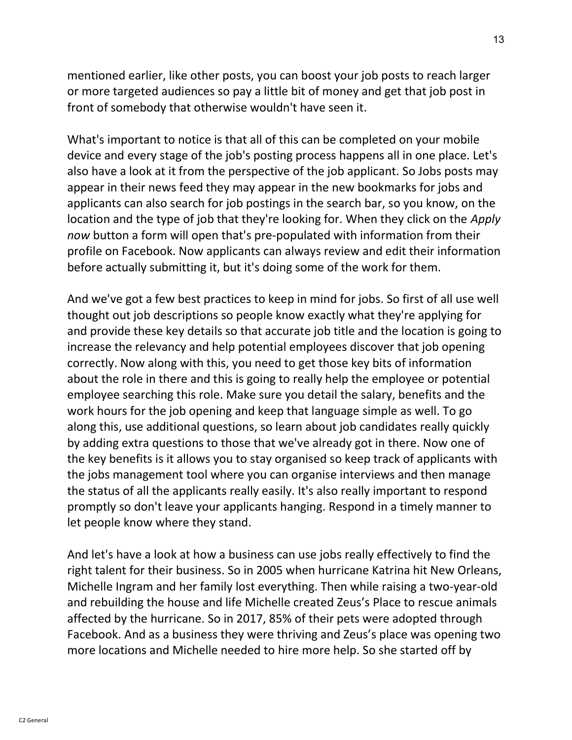mentioned earlier, like other posts, you can boost your job posts to reach larger or more targeted audiences so pay a little bit of money and get that job post in front of somebody that otherwise wouldn't have seen it.

What's important to notice is that all of this can be completed on your mobile device and every stage of the job's posting process happens all in one place. Let's also have a look at it from the perspective of the job applicant. So Jobs posts may appear in their news feed they may appear in the new bookmarks for jobs and applicants can also search for job postings in the search bar, so you know, on the location and the type of job that they're looking for. When they click on the *Apply now* button a form will open that's pre-populated with information from their profile on Facebook. Now applicants can always review and edit their information before actually submitting it, but it's doing some of the work for them.

And we've got a few best practices to keep in mind for jobs. So first of all use well thought out job descriptions so people know exactly what they're applying for and provide these key details so that accurate job title and the location is going to increase the relevancy and help potential employees discover that job opening correctly. Now along with this, you need to get those key bits of information about the role in there and this is going to really help the employee or potential employee searching this role. Make sure you detail the salary, benefits and the work hours for the job opening and keep that language simple as well. To go along this, use additional questions, so learn about job candidates really quickly by adding extra questions to those that we've already got in there. Now one of the key benefits is it allows you to stay organised so keep track of applicants with the jobs management tool where you can organise interviews and then manage the status of all the applicants really easily. It's also really important to respond promptly so don't leave your applicants hanging. Respond in a timely manner to let people know where they stand.

And let's have a look at how a business can use jobs really effectively to find the right talent for their business. So in 2005 when hurricane Katrina hit New Orleans, Michelle Ingram and her family lost everything. Then while raising a two-year-old and rebuilding the house and life Michelle created Zeus's Place to rescue animals affected by the hurricane. So in 2017, 85% of their pets were adopted through Facebook. And as a business they were thriving and Zeus's place was opening two more locations and Michelle needed to hire more help. So she started off by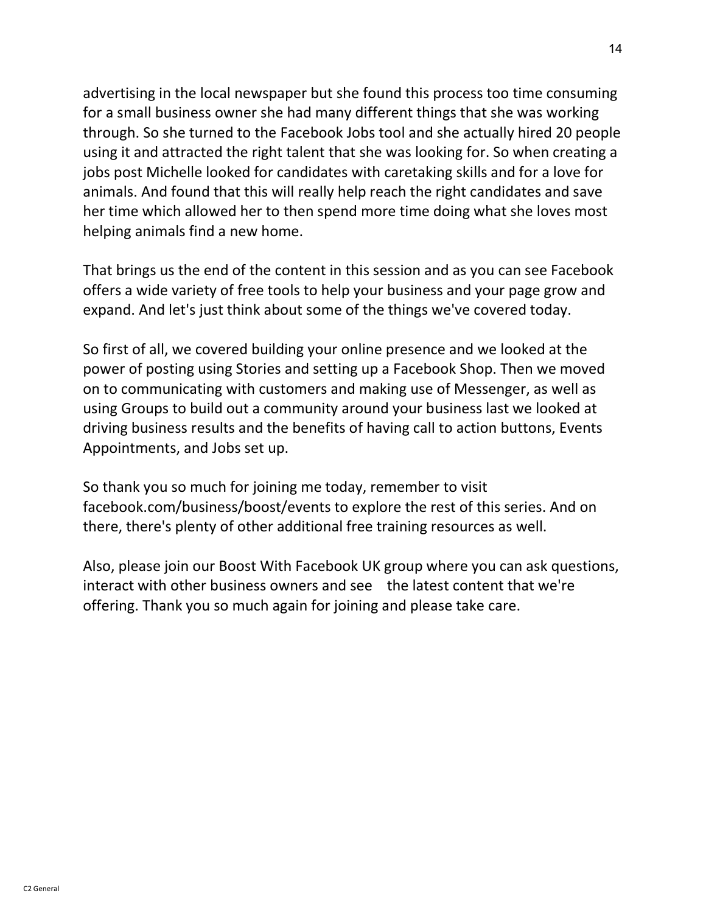advertising in the local newspaper but she found this process too time consuming for a small business owner she had many different things that she was working through. So she turned to the Facebook Jobs tool and she actually hired 20 people using it and attracted the right talent that she was looking for. So when creating a jobs post Michelle looked for candidates with caretaking skills and for a love for animals. And found that this will really help reach the right candidates and save her time which allowed her to then spend more time doing what she loves most helping animals find a new home.

That brings us the end of the content in this session and as you can see Facebook offers a wide variety of free tools to help your business and your page grow and expand. And let's just think about some of the things we've covered today.

So first of all, we covered building your online presence and we looked at the power of posting using Stories and setting up a Facebook Shop. Then we moved on to communicating with customers and making use of Messenger, as well as using Groups to build out a community around your business last we looked at driving business results and the benefits of having call to action buttons, Events Appointments, and Jobs set up.

So thank you so much for joining me today, remember to visit facebook.com/business/boost/events to explore the rest of this series. And on there, there's plenty of other additional free training resources as well.

Also, please join our Boost With Facebook UK group where you can ask questions, interact with other business owners and see the latest content that we're offering. Thank you so much again for joining and please take care.